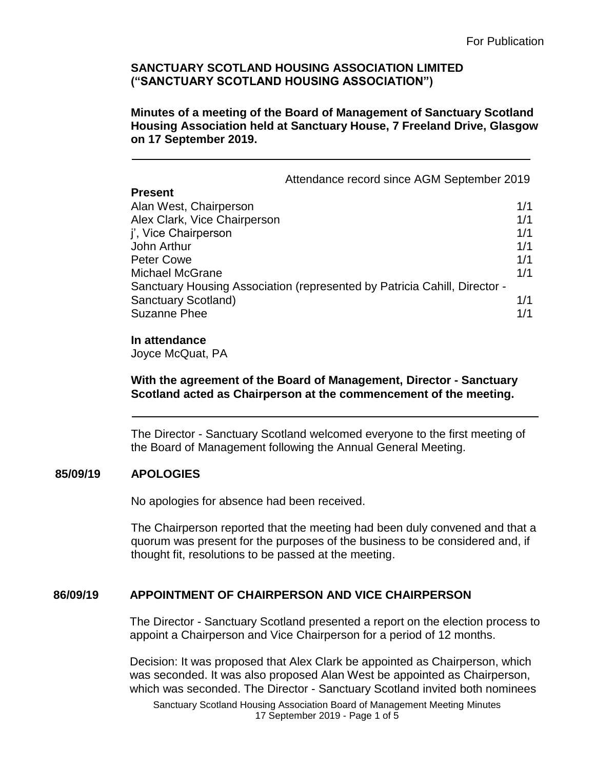For Publication

**SANCTUARY SCOTLAND HOUSING ASSOCIATION LIMITED ("SANCTUARY SCOTLAND HOUSING ASSOCIATION")**

**Minutes of a meeting of the Board of Management of Sanctuary Scotland Housing Association held at Sanctuary House, 7 Freeland Drive, Glasgow on 17 September 2019.**

---

| | Attendance record since AGM September 2019 |
|---|---|
| **Present** | |
| Alan West, Chairperson | 1/1 |
| Alex Clark, Vice Chairperson | 1/1 |
| j', Vice Chairperson | 1/1 |
| John Arthur | 1/1 |
| Peter Cowe | 1/1 |
| Michael McGrane | 1/1 |
| Sanctuary Housing Association (represented by Patricia Cahill, Director - Sanctuary Scotland) | 1/1 |
| Suzanne Phee | 1/1 |

**In attendance**

Joyce McQuat, PA

**With the agreement of the Board of Management, Director - Sanctuary Scotland acted as Chairperson at the commencement of the meeting.**

---

The Director - Sanctuary Scotland welcomed everyone to the first meeting of the Board of Management following the Annual General Meeting.

## 85/09/19 APOLOGIES

No apologies for absence had been received.

The Chairperson reported that the meeting had been duly convened and that a quorum was present for the purposes of the business to be considered and, if thought fit, resolutions to be passed at the meeting.

## 86/09/19 APPOINTMENT OF CHAIRPERSON AND VICE CHAIRPERSON

The Director - Sanctuary Scotland presented a report on the election process to appoint a Chairperson and Vice Chairperson for a period of 12 months.

Decision: It was proposed that Alex Clark be appointed as Chairperson, which was seconded. It was also proposed Alan West be appointed as Chairperson, which was seconded. The Director - Sanctuary Scotland invited both nominees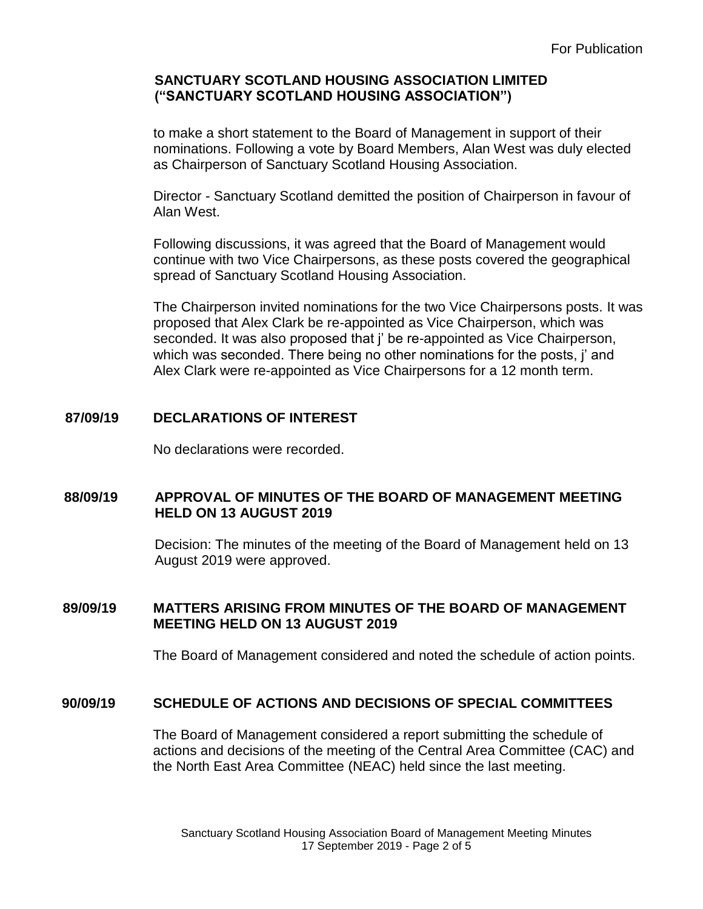For Publication

**SANCTUARY SCOTLAND HOUSING ASSOCIATION LIMITED ("SANCTUARY SCOTLAND HOUSING ASSOCIATION")**

to make a short statement to the Board of Management in support of their nominations. Following a vote by Board Members, Alan West was duly elected as Chairperson of Sanctuary Scotland Housing Association.

Director - Sanctuary Scotland demitted the position of Chairperson in favour of Alan West.

Following discussions, it was agreed that the Board of Management would continue with two Vice Chairpersons, as these posts covered the geographical spread of Sanctuary Scotland Housing Association.

The Chairperson invited nominations for the two Vice Chairpersons posts. It was proposed that Alex Clark be re-appointed as Vice Chairperson, which was seconded. It was also proposed that j' be re-appointed as Vice Chairperson, which was seconded. There being no other nominations for the posts, j' and Alex Clark were re-appointed as Vice Chairpersons for a 12 month term.

## 87/09/19 DECLARATIONS OF INTEREST

No declarations were recorded.

## 88/09/19 APPROVAL OF MINUTES OF THE BOARD OF MANAGEMENT MEETING HELD ON 13 AUGUST 2019

Decision: The minutes of the meeting of the Board of Management held on 13 August 2019 were approved.

## 89/09/19 MATTERS ARISING FROM MINUTES OF THE BOARD OF MANAGEMENT MEETING HELD ON 13 AUGUST 2019

The Board of Management considered and noted the schedule of action points.

## 90/09/19 SCHEDULE OF ACTIONS AND DECISIONS OF SPECIAL COMMITTEES

The Board of Management considered a report submitting the schedule of actions and decisions of the meeting of the Central Area Committee (CAC) and the North East Area Committee (NEAC) held since the last meeting.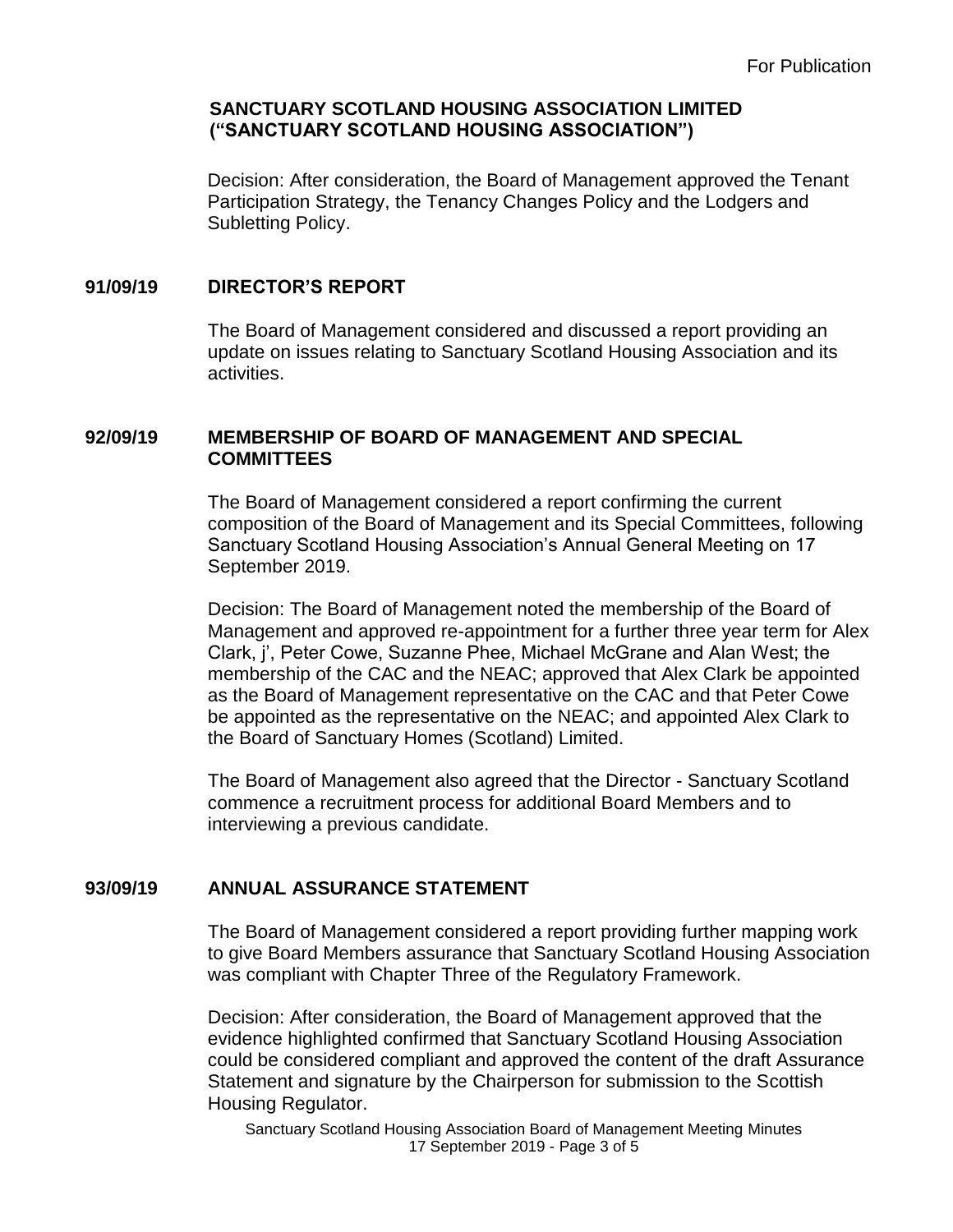For Publication

**SANCTUARY SCOTLAND HOUSING ASSOCIATION LIMITED ("SANCTUARY SCOTLAND HOUSING ASSOCIATION")**

Decision: After consideration, the Board of Management approved the Tenant Participation Strategy, the Tenancy Changes Policy and the Lodgers and Subletting Policy.

## 91/09/19 DIRECTOR'S REPORT

The Board of Management considered and discussed a report providing an update on issues relating to Sanctuary Scotland Housing Association and its activities.

## 92/09/19 MEMBERSHIP OF BOARD OF MANAGEMENT AND SPECIAL COMMITTEES

The Board of Management considered a report confirming the current composition of the Board of Management and its Special Committees, following Sanctuary Scotland Housing Association's Annual General Meeting on 17 September 2019.

Decision: The Board of Management noted the membership of the Board of Management and approved re-appointment for a further three year term for Alex Clark, j', Peter Cowe, Suzanne Phee, Michael McGrane and Alan West; the membership of the CAC and the NEAC; approved that Alex Clark be appointed as the Board of Management representative on the CAC and that Peter Cowe be appointed as the representative on the NEAC; and appointed Alex Clark to the Board of Sanctuary Homes (Scotland) Limited.

The Board of Management also agreed that the Director - Sanctuary Scotland commence a recruitment process for additional Board Members and to interviewing a previous candidate.

## 93/09/19 ANNUAL ASSURANCE STATEMENT

The Board of Management considered a report providing further mapping work to give Board Members assurance that Sanctuary Scotland Housing Association was compliant with Chapter Three of the Regulatory Framework.

Decision: After consideration, the Board of Management approved that the evidence highlighted confirmed that Sanctuary Scotland Housing Association could be considered compliant and approved the content of the draft Assurance Statement and signature by the Chairperson for submission to the Scottish Housing Regulator.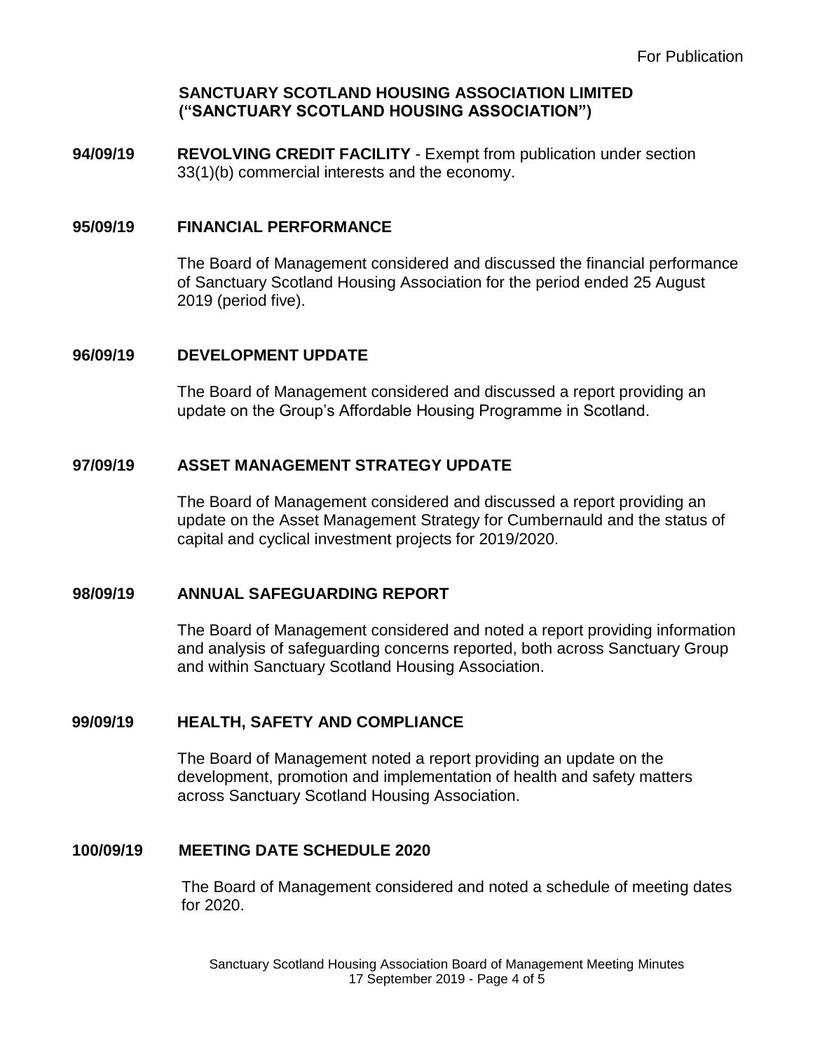For Publication

**SANCTUARY SCOTLAND HOUSING ASSOCIATION LIMITED ("SANCTUARY SCOTLAND HOUSING ASSOCIATION")**

**94/09/19 REVOLVING CREDIT FACILITY** - Exempt from publication under section 33(1)(b) commercial interests and the economy.

**95/09/19 FINANCIAL PERFORMANCE**

The Board of Management considered and discussed the financial performance of Sanctuary Scotland Housing Association for the period ended 25 August 2019 (period five).

**96/09/19 DEVELOPMENT UPDATE**

The Board of Management considered and discussed a report providing an update on the Group's Affordable Housing Programme in Scotland.

**97/09/19 ASSET MANAGEMENT STRATEGY UPDATE**

The Board of Management considered and discussed a report providing an update on the Asset Management Strategy for Cumbernauld and the status of capital and cyclical investment projects for 2019/2020.

**98/09/19 ANNUAL SAFEGUARDING REPORT**

The Board of Management considered and noted a report providing information and analysis of safeguarding concerns reported, both across Sanctuary Group and within Sanctuary Scotland Housing Association.

**99/09/19 HEALTH, SAFETY AND COMPLIANCE**

The Board of Management noted a report providing an update on the development, promotion and implementation of health and safety matters across Sanctuary Scotland Housing Association.

**100/09/19 MEETING DATE SCHEDULE 2020**

The Board of Management considered and noted a schedule of meeting dates for 2020.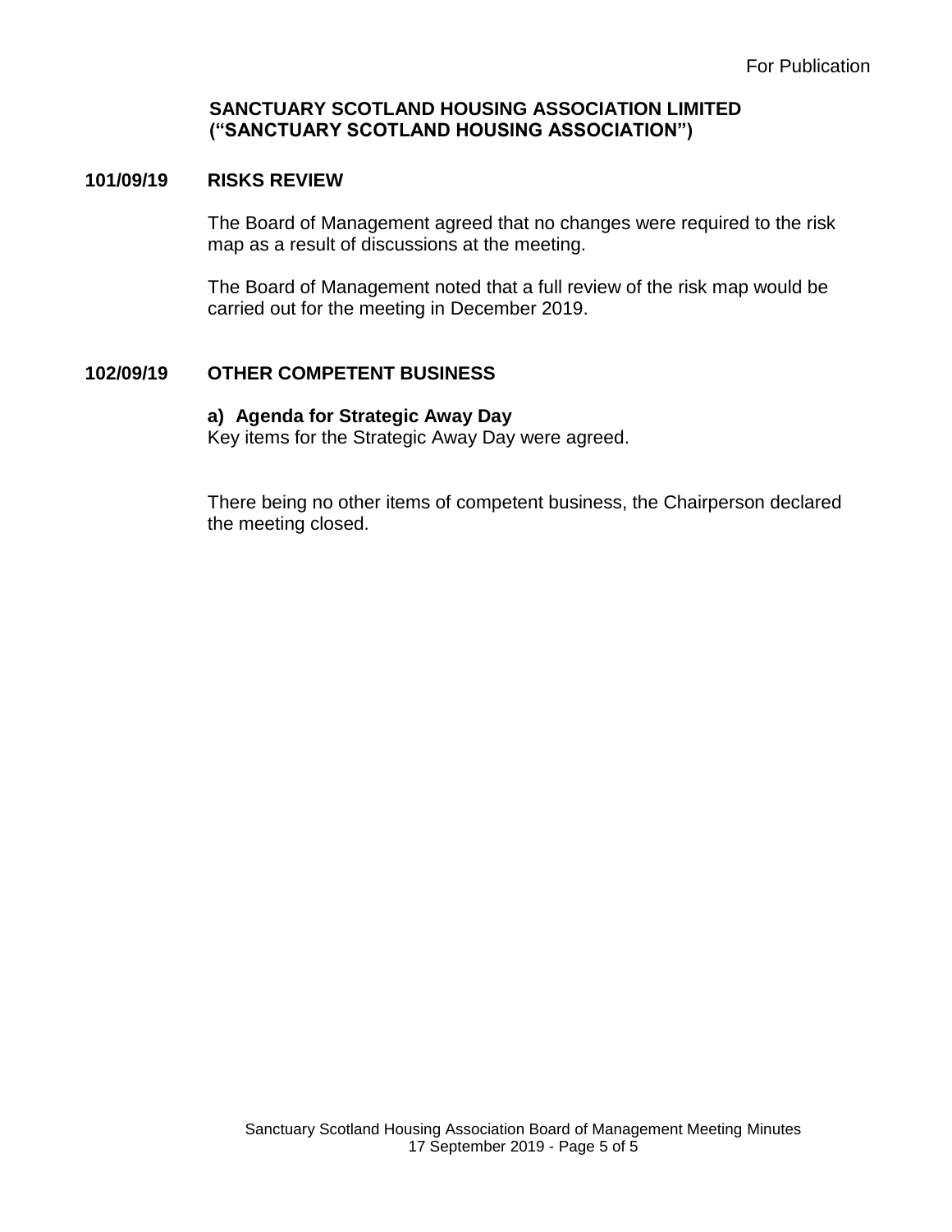For Publication

**SANCTUARY SCOTLAND HOUSING ASSOCIATION LIMITED ("SANCTUARY SCOTLAND HOUSING ASSOCIATION")**

## 101/09/19 RISKS REVIEW

The Board of Management agreed that no changes were required to the risk map as a result of discussions at the meeting.

The Board of Management noted that a full review of the risk map would be carried out for the meeting in December 2019.

## 102/09/19 OTHER COMPETENT BUSINESS

**a) Agenda for Strategic Away Day**

Key items for the Strategic Away Day were agreed.

There being no other items of competent business, the Chairperson declared the meeting closed.